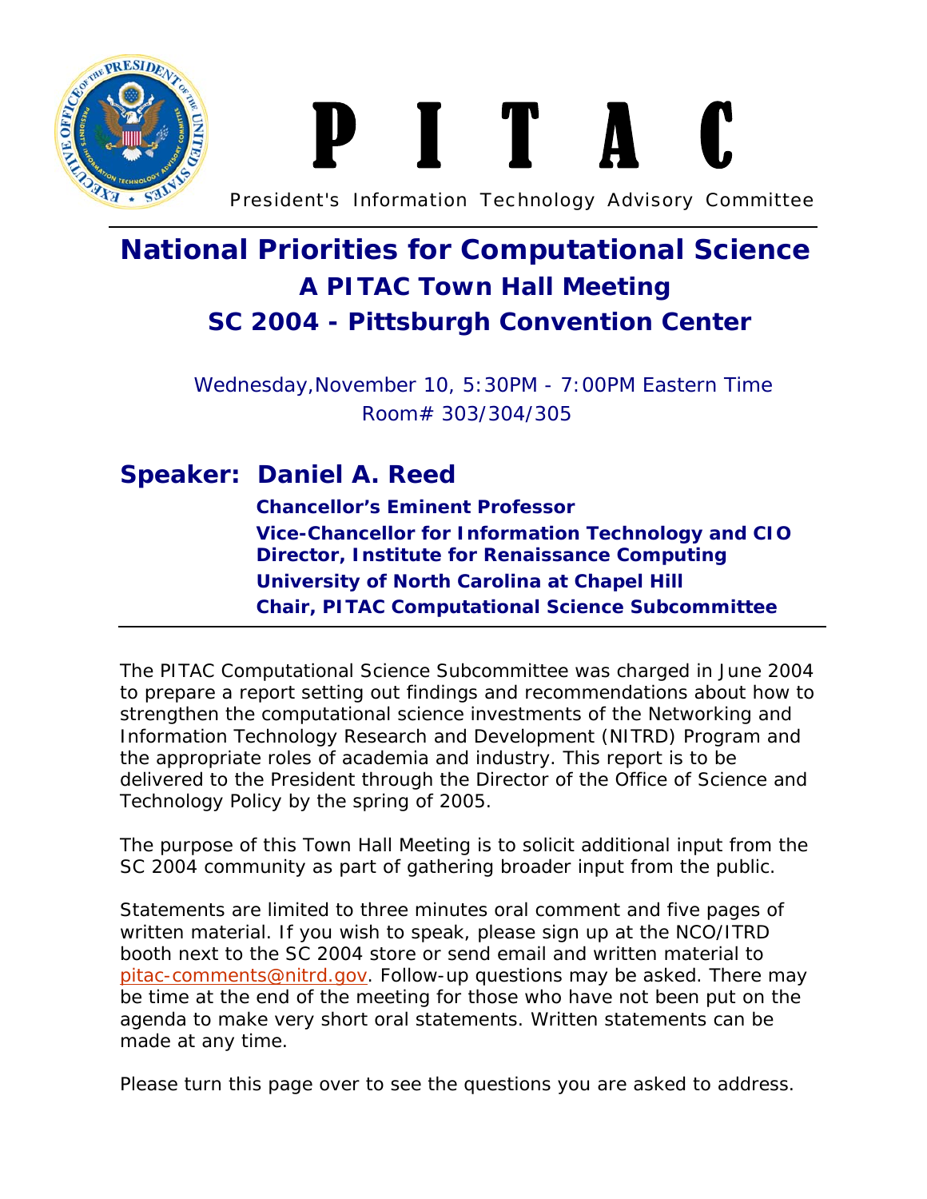# P I T A C

President's Information Technology Advisory Committee

## National Priorities for Computational Science

### A PITAC Town Hall Meeting

### SC 2004 - Pittsburgh Convention Center

Wednesday,November 10, 5:30PM - 7:00PM Eastern Time
Room# 303/304/305

## Speaker: Daniel A. Reed

**Chancellor's Eminent Professor**
**Vice-Chancellor for Information Technology and CIO**
**Director, Institute for Renaissance Computing**
**University of North Carolina at Chapel Hill**
**Chair, PITAC Computational Science Subcommittee**

---

The PITAC Computational Science Subcommittee was charged in June 2004 to prepare a report setting out findings and recommendations about how to strengthen the computational science investments of the Networking and Information Technology Research and Development (NITRD) Program and the appropriate roles of academia and industry. This report is to be delivered to the President through the Director of the Office of Science and Technology Policy by the spring of 2005.

The purpose of this Town Hall Meeting is to solicit additional input from the SC 2004 community as part of gathering broader input from the public.

Statements are limited to three minutes oral comment and five pages of written material. If you wish to speak, please sign up at the NCO/ITRD booth next to the SC 2004 store or send email and written material to pitac-comments@nitrd.gov. Follow-up questions may be asked. There may be time at the end of the meeting for those who have not been put on the agenda to make very short oral statements. Written statements can be made at any time.

Please turn this page over to see the questions you are asked to address.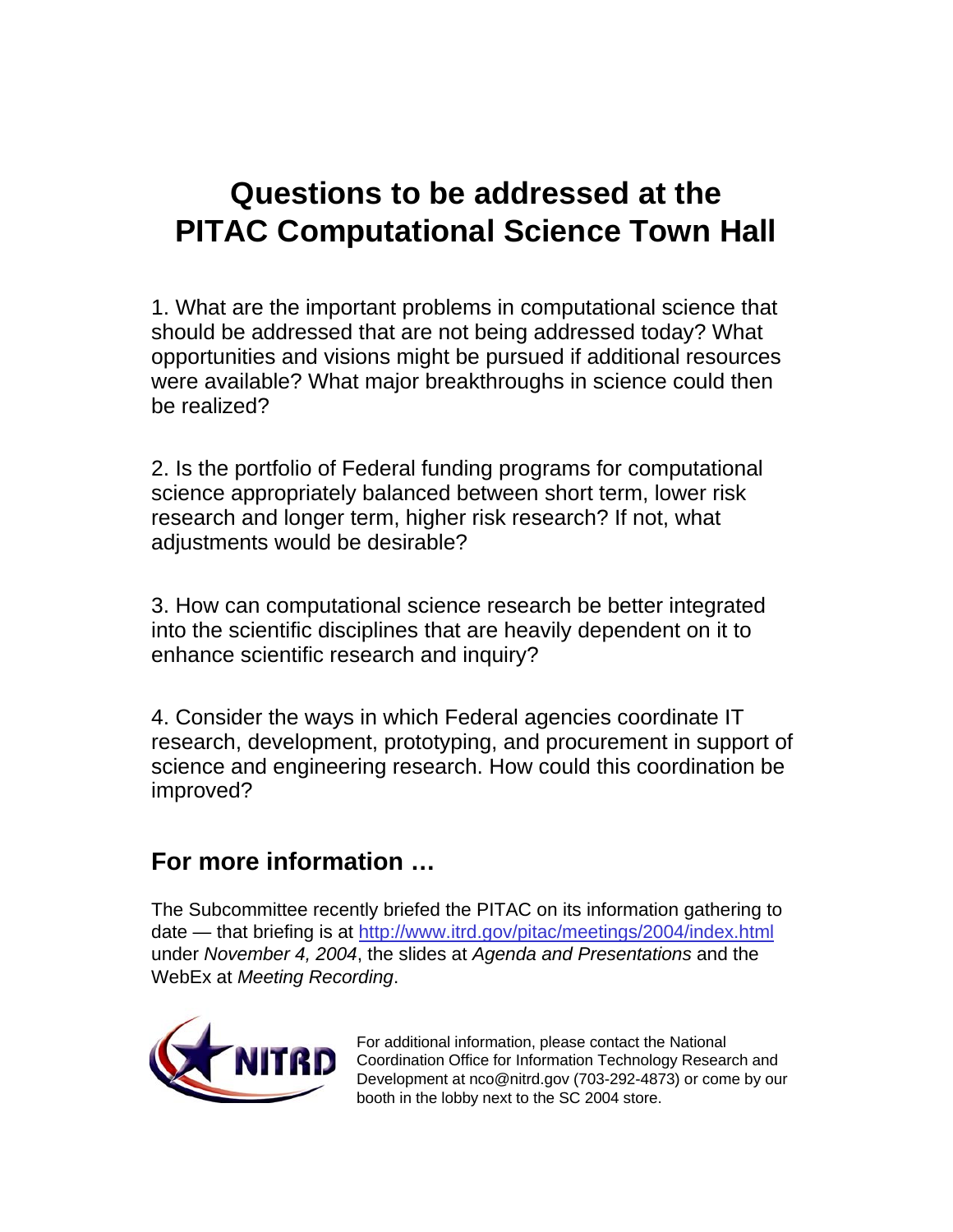# Questions to be addressed at the PITAC Computational Science Town Hall

1. What are the important problems in computational science that should be addressed that are not being addressed today? What opportunities and visions might be pursued if additional resources were available? What major breakthroughs in science could then be realized?

2. Is the portfolio of Federal funding programs for computational science appropriately balanced between short term, lower risk research and longer term, higher risk research? If not, what adjustments would be desirable?

3. How can computational science research be better integrated into the scientific disciplines that are heavily dependent on it to enhance scientific research and inquiry?

4. Consider the ways in which Federal agencies coordinate IT research, development, prototyping, and procurement in support of science and engineering research. How could this coordination be improved?

## For more information …

The Subcommittee recently briefed the PITAC on its information gathering to date — that briefing is at http://www.itrd.gov/pitac/meetings/2004/index.html under *November 4, 2004*, the slides at *Agenda and Presentations* and the WebEx at *Meeting Recording*.

NITRD

For additional information, please contact the National Coordination Office for Information Technology Research and Development at nco@nitrd.gov (703-292-4873) or come by our booth in the lobby next to the SC 2004 store.